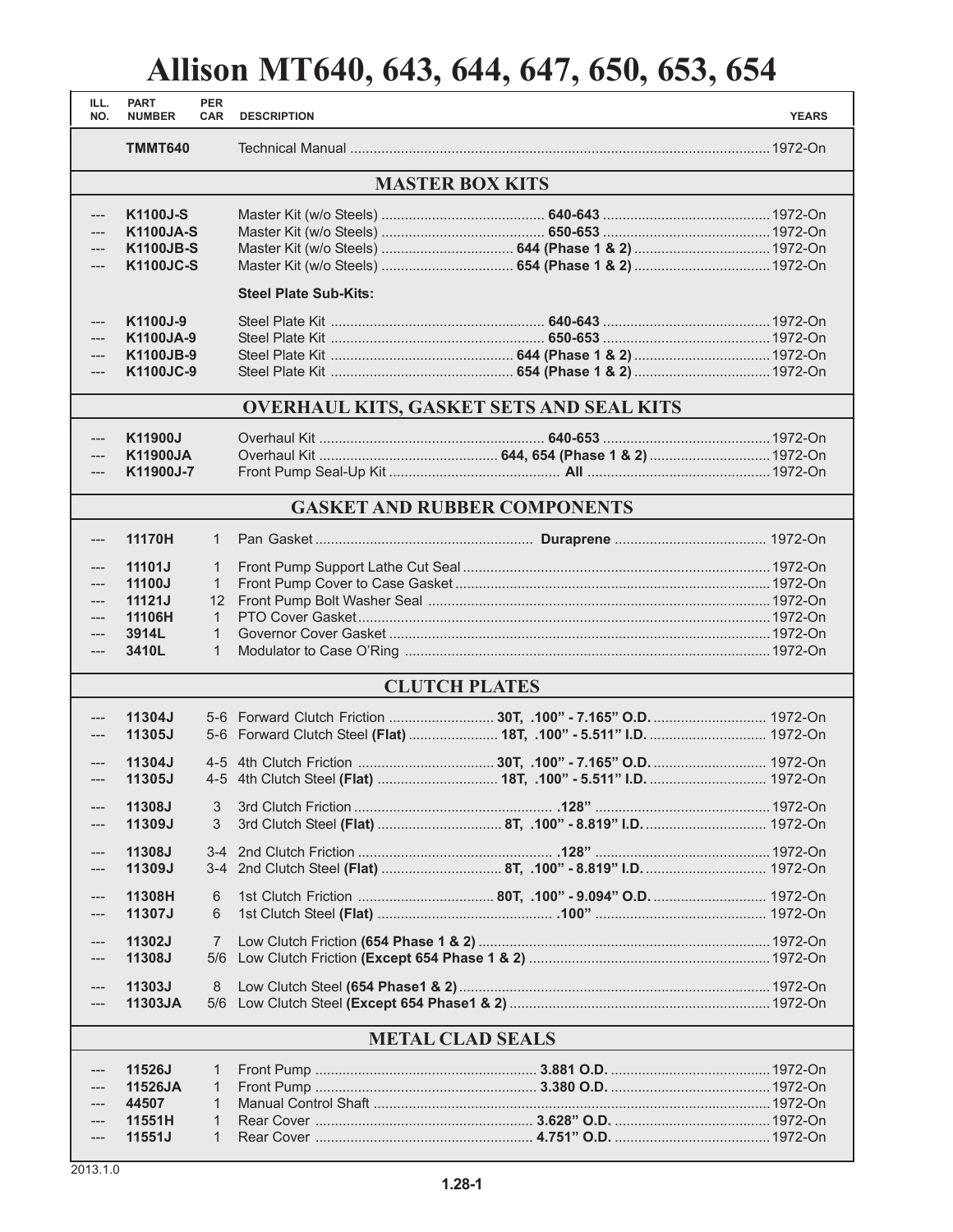# Allison MT640, 643, 644, 647, 650, 653, 654

| ILL. NO. | PART NUMBER | PER CAR | DESCRIPTION | | YEARS |
|---|---|---|---|---|---|
| | **TMMT640** | | Technical Manual | | 1972-On |
| | | | **MASTER BOX KITS** | | |
| --- | **K1100J-S** | | Master Kit (w/o Steels) | **640-643** | 1972-On |
| --- | **K1100JA-S** | | Master Kit (w/o Steels) | **650-653** | 1972-On |
| --- | **K1100JB-S** | | Master Kit (w/o Steels) | **644 (Phase 1 & 2)** | 1972-On |
| --- | **K1100JC-S** | | Master Kit (w/o Steels) | **654 (Phase 1 & 2)** | 1972-On |
| | | | **Steel Plate Sub-Kits:** | | |
| --- | **K1100J-9** | | Steel Plate Kit | **640-643** | 1972-On |
| --- | **K1100JA-9** | | Steel Plate Kit | **650-653** | 1972-On |
| --- | **K1100JB-9** | | Steel Plate Kit | **644 (Phase 1 & 2)** | 1972-On |
| --- | **K1100JC-9** | | Steel Plate Kit | **654 (Phase 1 & 2)** | 1972-On |
| | | | **OVERHAUL KITS, GASKET SETS AND SEAL KITS** | | |
| --- | **K11900J** | | Overhaul Kit | **640-653** | 1972-On |
| --- | **K11900JA** | | Overhaul Kit | **644, 654 (Phase 1 & 2)** | 1972-On |
| --- | **K11900J-7** | | Front Pump Seal-Up Kit | **All** | 1972-On |
| | | | **GASKET AND RUBBER COMPONENTS** | | |
| --- | **11170H** | 1 | Pan Gasket | **Duraprene** | 1972-On |
| --- | **11101J** | 1 | Front Pump Support Lathe Cut Seal | | 1972-On |
| --- | **11100J** | 1 | Front Pump Cover to Case Gasket | | 1972-On |
| --- | **11121J** | 12 | Front Pump Bolt Washer Seal | | 1972-On |
| --- | **11106H** | 1 | PTO Cover Gasket | | 1972-On |
| --- | **3914L** | 1 | Governor Cover Gasket | | 1972-On |
| --- | **3410L** | 1 | Modulator to Case O'Ring | | 1972-On |
| | | | **CLUTCH PLATES** | | |
| --- | **11304J** | 5-6 | Forward Clutch Friction | **30T, .100" - 7.165" O.D.** | 1972-On |
| --- | **11305J** | 5-6 | Forward Clutch Steel **(Flat)** | **18T, .100" - 5.511" I.D.** | 1972-On |
| --- | **11304J** | 4-5 | 4th Clutch Friction | **30T, .100" - 7.165" O.D.** | 1972-On |
| --- | **11305J** | 4-5 | 4th Clutch Steel **(Flat)** | **18T, .100" - 5.511" I.D.** | 1972-On |
| --- | **11308J** | 3 | 3rd Clutch Friction | **.128"** | 1972-On |
| --- | **11309J** | 3 | 3rd Clutch Steel **(Flat)** | **8T, .100" - 8.819" I.D.** | 1972-On |
| --- | **11308J** | 3-4 | 2nd Clutch Friction | **.128"** | 1972-On |
| --- | **11309J** | 3-4 | 2nd Clutch Steel **(Flat)** | **8T, .100" - 8.819" I.D.** | 1972-On |
| --- | **11308H** | 6 | 1st Clutch Friction | **80T, .100" - 9.094" O.D.** | 1972-On |
| --- | **11307J** | 6 | 1st Clutch Steel **(Flat)** | **.100"** | 1972-On |
| --- | **11302J** | 7 | Low Clutch Friction **(654 Phase 1 & 2)** | | 1972-On |
| --- | **11308J** | 5/6 | Low Clutch Friction **(Except 654 Phase 1 & 2)** | | 1972-On |
| --- | **11303J** | 8 | Low Clutch Steel **(654 Phase1 & 2)** | | 1972-On |
| --- | **11303JA** | 5/6 | Low Clutch Steel **(Except 654 Phase1 & 2)** | | 1972-On |
| | | | **METAL CLAD SEALS** | | |
| --- | **11526J** | 1 | Front Pump | **3.881 O.D.** | 1972-On |
| --- | **11526JA** | 1 | Front Pump | **3.380 O.D.** | 1972-On |
| --- | **44507** | 1 | Manual Control Shaft | | 1972-On |
| --- | **11551H** | 1 | Rear Cover | **3.628" O.D.** | 1972-On |
| --- | **11551J** | 1 | Rear Cover | **4.751" O.D.** | 1972-On |

2013.1.0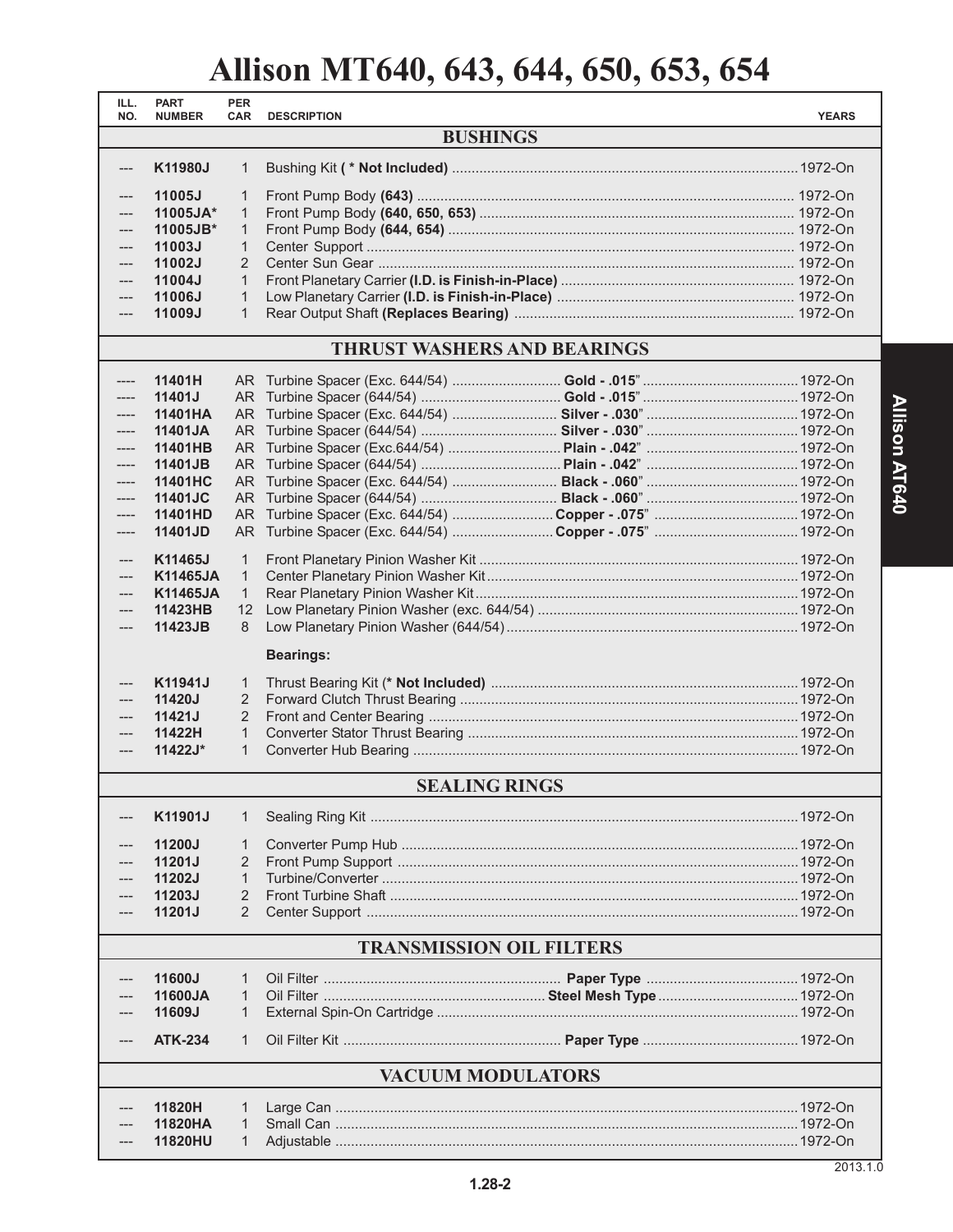# Allison MT640, 643, 644, 650, 653, 654

| ILL. NO. | PART NUMBER | PER CAR | DESCRIPTION | | YEARS |
|---|---|---|---|---|---|
| | | | **BUSHINGS** | | |
| --- | **K11980J** | 1 | Bushing Kit **( * Not Included)** | | 1972-On |
| --- | **11005J** | 1 | Front Pump Body **(643)** | | 1972-On |
| --- | **11005JA*** | 1 | Front Pump Body **(640, 650, 653)** | | 1972-On |
| --- | **11005JB*** | 1 | Front Pump Body **(644, 654)** | | 1972-On |
| --- | **11003J** | 1 | Center Support | | 1972-On |
| --- | **11002J** | 2 | Center Sun Gear | | 1972-On |
| --- | **11004J** | 1 | Front Planetary Carrier **(I.D. is Finish-in-Place)** | | 1972-On |
| --- | **11006J** | 1 | Low Planetary Carrier **(I.D. is Finish-in-Place)** | | 1972-On |
| --- | **11009J** | 1 | Rear Output Shaft **(Replaces Bearing)** | | 1972-On |
| | | | **THRUST WASHERS AND BEARINGS** | | |
| ---- | **11401H** | AR | Turbine Spacer (Exc. 644/54) | **Gold - .015**" | 1972-On |
| ---- | **11401J** | AR | Turbine Spacer (644/54) | **Gold - .015**" | 1972-On |
| ---- | **11401HA** | AR | Turbine Spacer (Exc. 644/54) | **Silver - .030**" | 1972-On |
| ---- | **11401JA** | AR | Turbine Spacer (644/54) | **Silver - .030**" | 1972-On |
| ---- | **11401HB** | AR | Turbine Spacer (Exc.644/54) | **Plain - .042**" | 1972-On |
| ---- | **11401JB** | AR | Turbine Spacer (644/54) | **Plain - .042**" | 1972-On |
| ---- | **11401HC** | AR | Turbine Spacer (Exc. 644/54) | **Black - .060**" | 1972-On |
| ---- | **11401JC** | AR | Turbine Spacer (644/54) | **Black - .060**" | 1972-On |
| ---- | **11401HD** | AR | Turbine Spacer (Exc. 644/54) | **Copper - .075**" | 1972-On |
| ---- | **11401JD** | AR | Turbine Spacer (Exc. 644/54) | **Copper - .075**" | 1972-On |
| --- | **K11465J** | 1 | Front Planetary Pinion Washer Kit | | 1972-On |
| --- | **K11465JA** | 1 | Center Planetary Pinion Washer Kit | | 1972-On |
| --- | **K11465JA** | 1 | Rear Planetary Pinion Washer Kit | | 1972-On |
| --- | **11423HB** | 12 | Low Planetary Pinion Washer (exc. 644/54) | | 1972-On |
| --- | **11423JB** | 8 | Low Planetary Pinion Washer (644/54) | | 1972-On |
| | | | **Bearings:** | | |
| --- | **K11941J** | 1 | Thrust Bearing Kit (**\* Not Included)** | | 1972-On |
| --- | **11420J** | 2 | Forward Clutch Thrust Bearing | | 1972-On |
| --- | **11421J** | 2 | Front and Center Bearing | | 1972-On |
| --- | **11422H** | 1 | Converter Stator Thrust Bearing | | 1972-On |
| --- | **11422J*** | 1 | Converter Hub Bearing | | 1972-On |
| | | | **SEALING RINGS** | | |
| --- | **K11901J** | 1 | Sealing Ring Kit | | 1972-On |
| --- | **11200J** | 1 | Converter Pump Hub | | 1972-On |
| --- | **11201J** | 2 | Front Pump Support | | 1972-On |
| --- | **11202J** | 1 | Turbine/Converter | | 1972-On |
| --- | **11203J** | 2 | Front Turbine Shaft | | 1972-On |
| --- | **11201J** | 2 | Center Support | | 1972-On |
| | | | **TRANSMISSION OIL FILTERS** | | |
| --- | **11600J** | 1 | Oil Filter | **Paper Type** | 1972-On |
| --- | **11600JA** | 1 | Oil Filter | **Steel Mesh Type** | 1972-On |
| --- | **11609J** | 1 | External Spin-On Cartridge | | 1972-On |
| --- | **ATK-234** | 1 | Oil Filter Kit | **Paper Type** | 1972-On |
| | | | **VACUUM MODULATORS** | | |
| --- | **11820H** | 1 | Large Can | | 1972-On |
| --- | **11820HA** | 1 | Small Can | | 1972-On |
| --- | **11820HU** | 1 | Adjustable | | 1972-On |

Allison AT640

2013.1.0